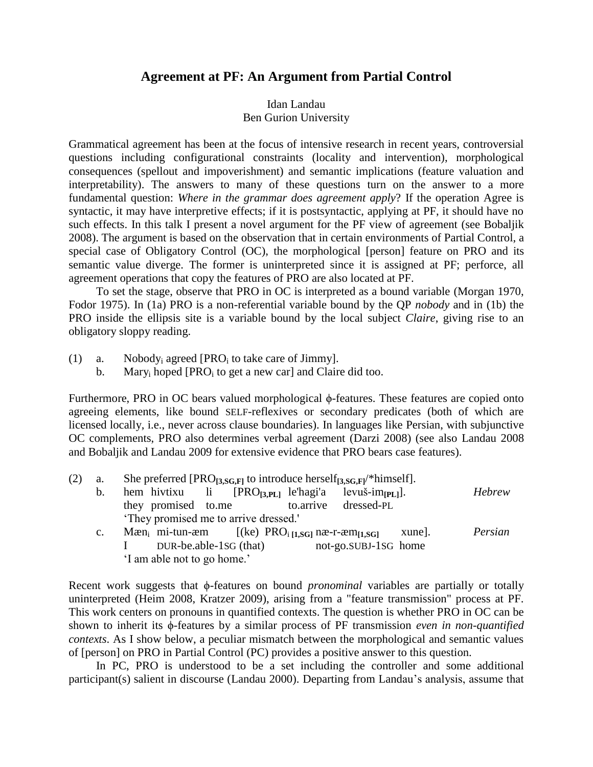# Agreement at PF: An Argument from Partial Control

Idan Landau
Ben Gurion University

Grammatical agreement has been at the focus of intensive research in recent years, controversial questions including configurational constraints (locality and intervention), morphological consequences (spellout and impoverishment) and semantic implications (feature valuation and interpretability). The answers to many of these questions turn on the answer to a more fundamental question: *Where in the grammar does agreement apply*? If the operation Agree is syntactic, it may have interpretive effects; if it is postsyntactic, applying at PF, it should have no such effects. In this talk I present a novel argument for the PF view of agreement (see Bobaljik 2008). The argument is based on the observation that in certain environments of Partial Control, a special case of Obligatory Control (OC), the morphological [person] feature on PRO and its semantic value diverge. The former is uninterpreted since it is assigned at PF; perforce, all agreement operations that copy the features of PRO are also located at PF.

To set the stage, observe that PRO in OC is interpreted as a bound variable (Morgan 1970, Fodor 1975). In (1a) PRO is a non-referential variable bound by the QP *nobody* and in (1b) the PRO inside the ellipsis site is a variable bound by the local subject *Claire*, giving rise to an obligatory sloppy reading.

(1) a. Nobody$_i$ agreed [PRO$_i$ to take care of Jimmy].
    b. Mary$_i$ hoped [PRO$_i$ to get a new car] and Claire did too.

Furthermore, PRO in OC bears valued morphological ϕ-features. These features are copied onto agreeing elements, like bound SELF-reflexives or secondary predicates (both of which are licensed locally, i.e., never across clause boundaries). In languages like Persian, with subjunctive OC complements, PRO also determines verbal agreement (Darzi 2008) (see also Landau 2008 and Bobaljik and Landau 2009 for extensive evidence that PRO bears case features).

(2) a. She preferred [PRO$_{[3,SG,F]}$ to introduce herself$_{[3,SG,F]}$/\*himself].

    b. hem hivtixu li [PRO$_{[3,PL]}$ le'hagi'a levuš-im$_{[PL]}$]. *Hebrew*
       they promised to.me to.arrive dressed-PL
       'They promised me to arrive dressed.'

    c. Mæn$_i$ mi-tun-æm [(ke) PRO$_{i\ [1,SG]}$ næ-r-æm$_{[1,SG]}$ xune]. *Persian*
       I DUR-be.able-1SG (that) not-go.SUBJ-1SG home
       'I am able not to go home.'

Recent work suggests that ϕ-features on bound *pronominal* variables are partially or totally uninterpreted (Heim 2008, Kratzer 2009), arising from a "feature transmission" process at PF. This work centers on pronouns in quantified contexts. The question is whether PRO in OC can be shown to inherit its ϕ-features by a similar process of PF transmission *even in non-quantified contexts*. As I show below, a peculiar mismatch between the morphological and semantic values of [person] on PRO in Partial Control (PC) provides a positive answer to this question.

In PC, PRO is understood to be a set including the controller and some additional participant(s) salient in discourse (Landau 2000). Departing from Landau's analysis, assume that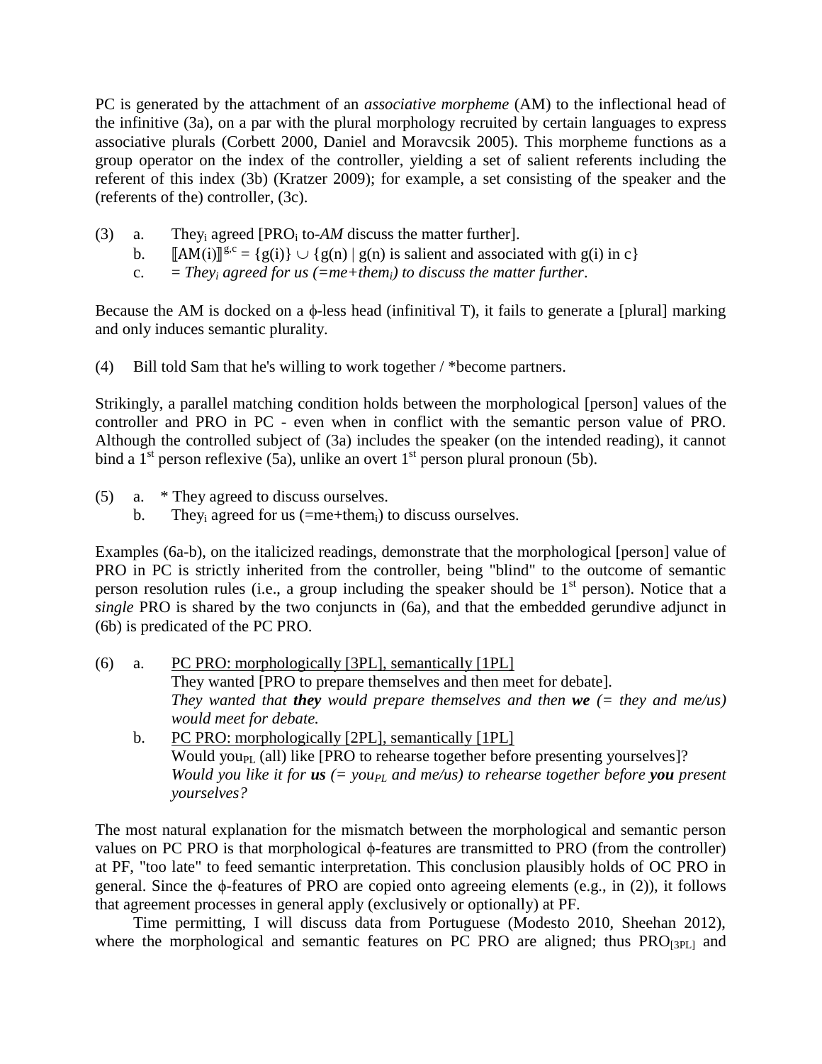PC is generated by the attachment of an *associative morpheme* (AM) to the inflectional head of the infinitive (3a), on a par with the plural morphology recruited by certain languages to express associative plurals (Corbett 2000, Daniel and Moravcsik 2005). This morpheme functions as a group operator on the index of the controller, yielding a set of salient referents including the referent of this index (3b) (Kratzer 2009); for example, a set consisting of the speaker and the (referents of the) controller, (3c).

(3) a. They$_i$ agreed [PRO$_i$ to-*AM* discuss the matter further].
   b. $[\![\text{AM}(i)]\!]^{g,c} = \{g(i)\} \cup \{g(n) \mid g(n) \text{ is salient and associated with } g(i) \text{ in } c\}$
   c. = *They$_i$ agreed for us (=me+them$_i$) to discuss the matter further*.

Because the AM is docked on a $\phi$-less head (infinitival T), it fails to generate a [plural] marking and only induces semantic plurality.

(4) Bill told Sam that he's willing to work together / *become partners.

Strikingly, a parallel matching condition holds between the morphological [person] values of the controller and PRO in PC - even when in conflict with the semantic person value of PRO. Although the controlled subject of (3a) includes the speaker (on the intended reading), it cannot bind a 1st person reflexive (5a), unlike an overt 1st person plural pronoun (5b).

(5) a. * They agreed to discuss ourselves.
   b. They$_i$ agreed for us (=me+them$_i$) to discuss ourselves.

Examples (6a-b), on the italicized readings, demonstrate that the morphological [person] value of PRO in PC is strictly inherited from the controller, being "blind" to the outcome of semantic person resolution rules (i.e., a group including the speaker should be 1st person). Notice that a *single* PRO is shared by the two conjuncts in (6a), and that the embedded gerundive adjunct in (6b) is predicated of the PC PRO.

(6) a. PC PRO: morphologically [3PL], semantically [1PL]
   They wanted [PRO to prepare themselves and then meet for debate].
   *They wanted that **they** would prepare themselves and then **we** (= they and me/us) would meet for debate.*
   b. PC PRO: morphologically [2PL], semantically [1PL]
   Would you$_{PL}$ (all) like [PRO to rehearse together before presenting yourselves]?
   *Would you like it for **us** (= you$_{PL}$ and me/us) to rehearse together before **you** present yourselves?*

The most natural explanation for the mismatch between the morphological and semantic person values on PC PRO is that morphological $\phi$-features are transmitted to PRO (from the controller) at PF, "too late" to feed semantic interpretation. This conclusion plausibly holds of OC PRO in general. Since the $\phi$-features of PRO are copied onto agreeing elements (e.g., in (2)), it follows that agreement processes in general apply (exclusively or optionally) at PF.

Time permitting, I will discuss data from Portuguese (Modesto 2010, Sheehan 2012), where the morphological and semantic features on PC PRO are aligned; thus PRO$_{[3PL]}$ and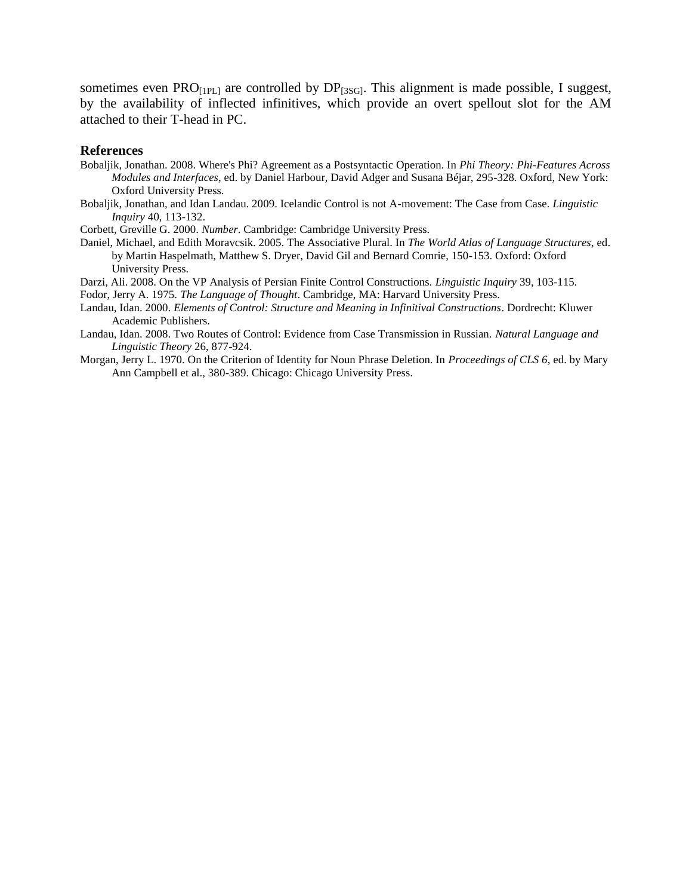sometimes even $PRO_{[1PL]}$ are controlled by $DP_{[3SG]}$. This alignment is made possible, I suggest, by the availability of inflected infinitives, which provide an overt spellout slot for the AM attached to their T-head in PC.

## References

Bobaljik, Jonathan. 2008. Where's Phi? Agreement as a Postsyntactic Operation. In *Phi Theory: Phi-Features Across Modules and Interfaces*, ed. by Daniel Harbour, David Adger and Susana Béjar, 295-328. Oxford, New York: Oxford University Press.

Bobaljik, Jonathan, and Idan Landau. 2009. Icelandic Control is not A-movement: The Case from Case. *Linguistic Inquiry* 40, 113-132.

Corbett, Greville G. 2000. *Number*. Cambridge: Cambridge University Press.

Daniel, Michael, and Edith Moravcsik. 2005. The Associative Plural. In *The World Atlas of Language Structures*, ed. by Martin Haspelmath, Matthew S. Dryer, David Gil and Bernard Comrie, 150-153. Oxford: Oxford University Press.

Darzi, Ali. 2008. On the VP Analysis of Persian Finite Control Constructions. *Linguistic Inquiry* 39, 103-115.

Fodor, Jerry A. 1975. *The Language of Thought*. Cambridge, MA: Harvard University Press.

Landau, Idan. 2000. *Elements of Control: Structure and Meaning in Infinitival Constructions*. Dordrecht: Kluwer Academic Publishers.

Landau, Idan. 2008. Two Routes of Control: Evidence from Case Transmission in Russian. *Natural Language and Linguistic Theory* 26, 877-924.

Morgan, Jerry L. 1970. On the Criterion of Identity for Noun Phrase Deletion. In *Proceedings of CLS 6*, ed. by Mary Ann Campbell et al., 380-389. Chicago: Chicago University Press.